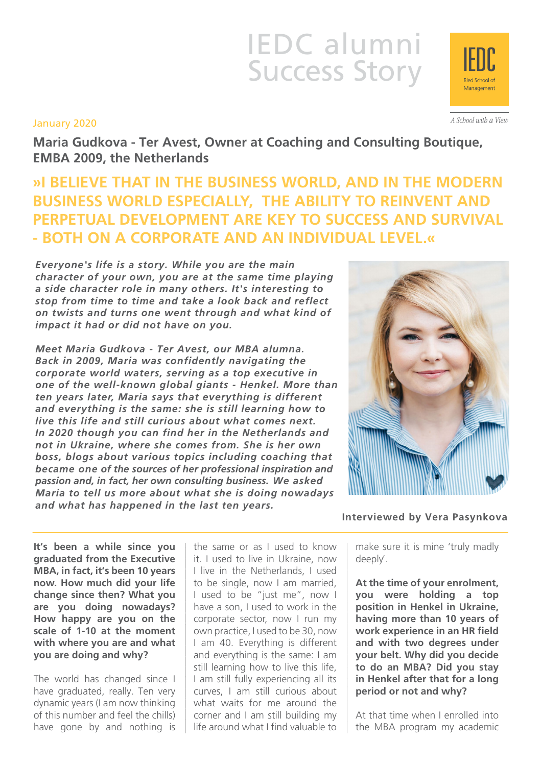// IEDC alumni Success Story

IEDC Bled School of Management

*A School with a View*

January 2020

## Maria Gudkova - Ter Avest, Owner at Coaching and Consulting Boutique, EMBA 2009, the Netherlands

# »I BELIEVE THAT IN THE BUSINESS WORLD, AND IN THE MODERN BUSINESS WORLD ESPECIALLY, THE ABILITY TO REINVENT AND PERPETUAL DEVELOPMENT ARE KEY TO SUCCESS AND SURVIVAL - BOTH ON A CORPORATE AND AN INDIVIDUAL LEVEL.«

***Everyone's life is a story. While you are the main character of your own, you are at the same time playing a side character role in many others. It's interesting to stop from time to time and take a look back and reflect on twists and turns one went through and what kind of impact it had or did not have on you.***

***Meet Maria Gudkova - Ter Avest, our MBA alumna. Back in 2009, Maria was confidently navigating the corporate world waters, serving as a top executive in one of the well-known global giants - Henkel. More than ten years later, Maria says that everything is different and everything is the same: she is still learning how to live this life and still curious about what comes next. In 2020 though you can find her in the Netherlands and not in Ukraine, where she comes from. She is her own boss, blogs about various topics including coaching that became one of the sources of her professional inspiration and passion and, in fact, her own consulting business. We asked Maria to tell us more about what she is doing nowadays and what has happened in the last ten years.***

**Interviewed by Vera Pasynkova**

**It's been a while since you graduated from the Executive MBA, in fact, it's been 10 years now. How much did your life change since then? What you are you doing nowadays? How happy are you on the scale of 1-10 at the moment with where you are and what you are doing and why?**

The world has changed since I have graduated, really. Ten very dynamic years (I am now thinking of this number and feel the chills) have gone by and nothing is the same or as I used to know it. I used to live in Ukraine, now I live in the Netherlands, I used to be single, now I am married, I used to be "just me", now I have a son, I used to work in the corporate sector, now I run my own practice, I used to be 30, now I am 40. Everything is different and everything is the same: I am still learning how to live this life, I am still fully experiencing all its curves, I am still curious about what waits for me around the corner and I am still building my life around what I find valuable to make sure it is mine 'truly madly deeply'.

**At the time of your enrolment, you were holding a top position in Henkel in Ukraine, having more than 10 years of work experience in an HR field and with two degrees under your belt. Why did you decide to do an MBA? Did you stay in Henkel after that for a long period or not and why?**

At that time when I enrolled into the MBA program my academic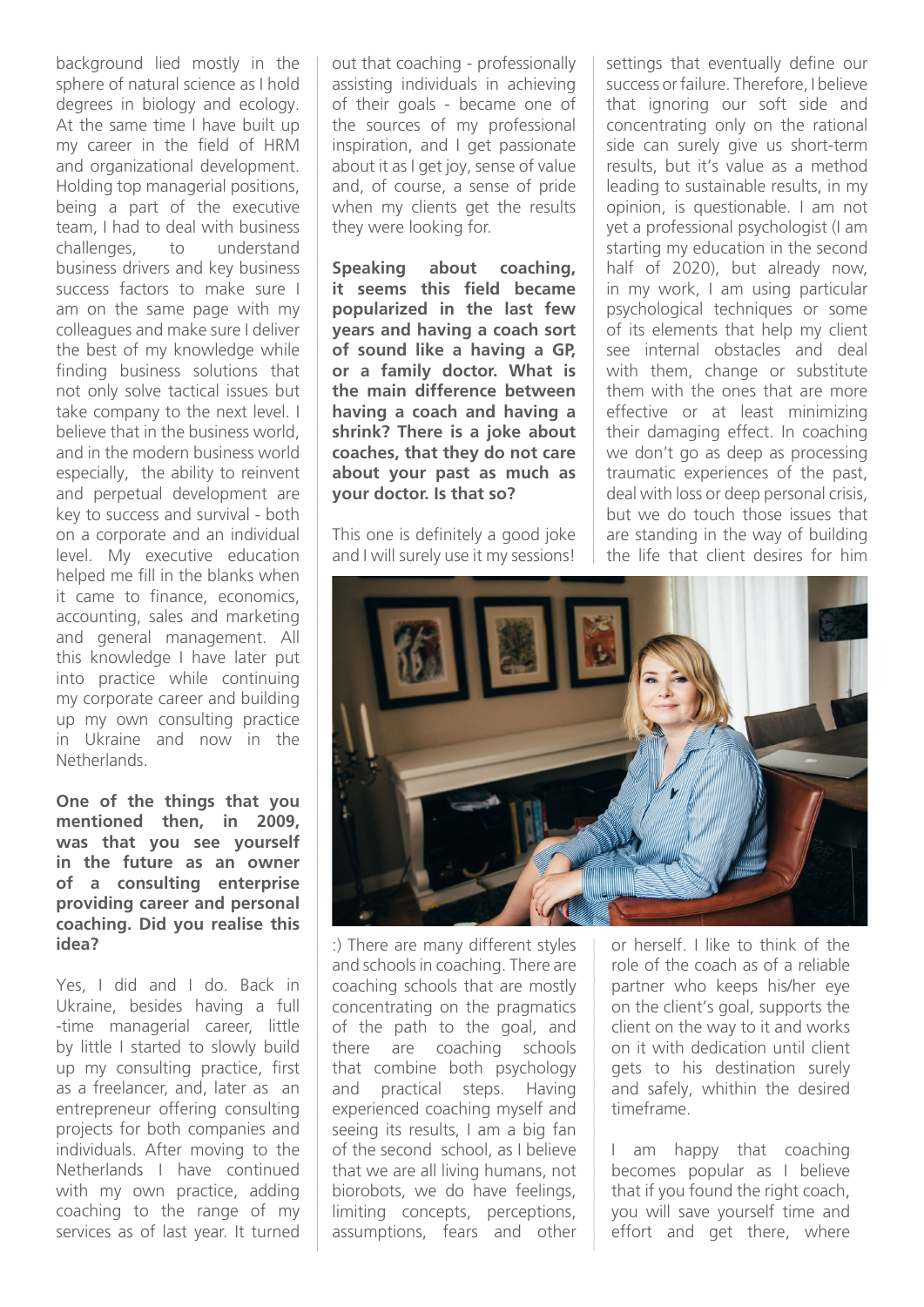background lied mostly in the sphere of natural science as I hold degrees in biology and ecology. At the same time I have built up my career in the field of HRM and organizational development. Holding top managerial positions, being a part of the executive team, I had to deal with business challenges, to understand business drivers and key business success factors to make sure I am on the same page with my colleagues and make sure I deliver the best of my knowledge while finding business solutions that not only solve tactical issues but take company to the next level. I believe that in the business world, and in the modern business world especially, the ability to reinvent and perpetual development are key to success and survival - both on a corporate and an individual level. My executive education helped me fill in the blanks when it came to finance, economics, accounting, sales and marketing and general management. All this knowledge I have later put into practice while continuing my corporate career and building up my own consulting practice in Ukraine and now in the Netherlands.

**One of the things that you mentioned then, in 2009, was that you see yourself in the future as an owner of a consulting enterprise providing career and personal coaching. Did you realise this idea?**

Yes, I did and I do. Back in Ukraine, besides having a full -time managerial career, little by little I started to slowly build up my consulting practice, first as a freelancer, and, later as an entrepreneur offering consulting projects for both companies and individuals. After moving to the Netherlands I have continued with my own practice, adding coaching to the range of my services as of last year. It turned out that coaching - professionally assisting individuals in achieving of their goals - became one of the sources of my professional inspiration, and I get passionate about it as I get joy, sense of value and, of course, a sense of pride when my clients get the results they were looking for.

**Speaking about coaching, it seems this field became popularized in the last few years and having a coach sort of sound like a having a GP, or a family doctor. What is the main difference between having a coach and having a shrink? There is a joke about coaches, that they do not care about your past as much as your doctor. Is that so?**

This one is definitely a good joke and I will surely use it my sessions! :) There are many different styles and schools in coaching. There are coaching schools that are mostly concentrating on the pragmatics of the path to the goal, and there are coaching schools that combine both psychology and practical steps. Having experienced coaching myself and seeing its results, I am a big fan of the second school, as I believe that we are all living humans, not biorobots, we do have feelings, limiting concepts, perceptions, assumptions, fears and other settings that eventually define our success or failure. Therefore, I believe that ignoring our soft side and concentrating only on the rational side can surely give us short-term results, but it's value as a method leading to sustainable results, in my opinion, is questionable. I am not yet a professional psychologist (I am starting my education in the second half of 2020), but already now, in my work, I am using particular psychological techniques or some of its elements that help my client see internal obstacles and deal with them, change or substitute them with the ones that are more effective or at least minimizing their damaging effect. In coaching we don't go as deep as processing traumatic experiences of the past, deal with loss or deep personal crisis, but we do touch those issues that are standing in the way of building the life that client desires for him or herself. I like to think of the role of the coach as of a reliable partner who keeps his/her eye on the client's goal, supports the client on the way to it and works on it with dedication until client gets to his destination surely and safely, whithin the desired timeframe.

I am happy that coaching becomes popular as I believe that if you found the right coach, you will save yourself time and effort and get there, where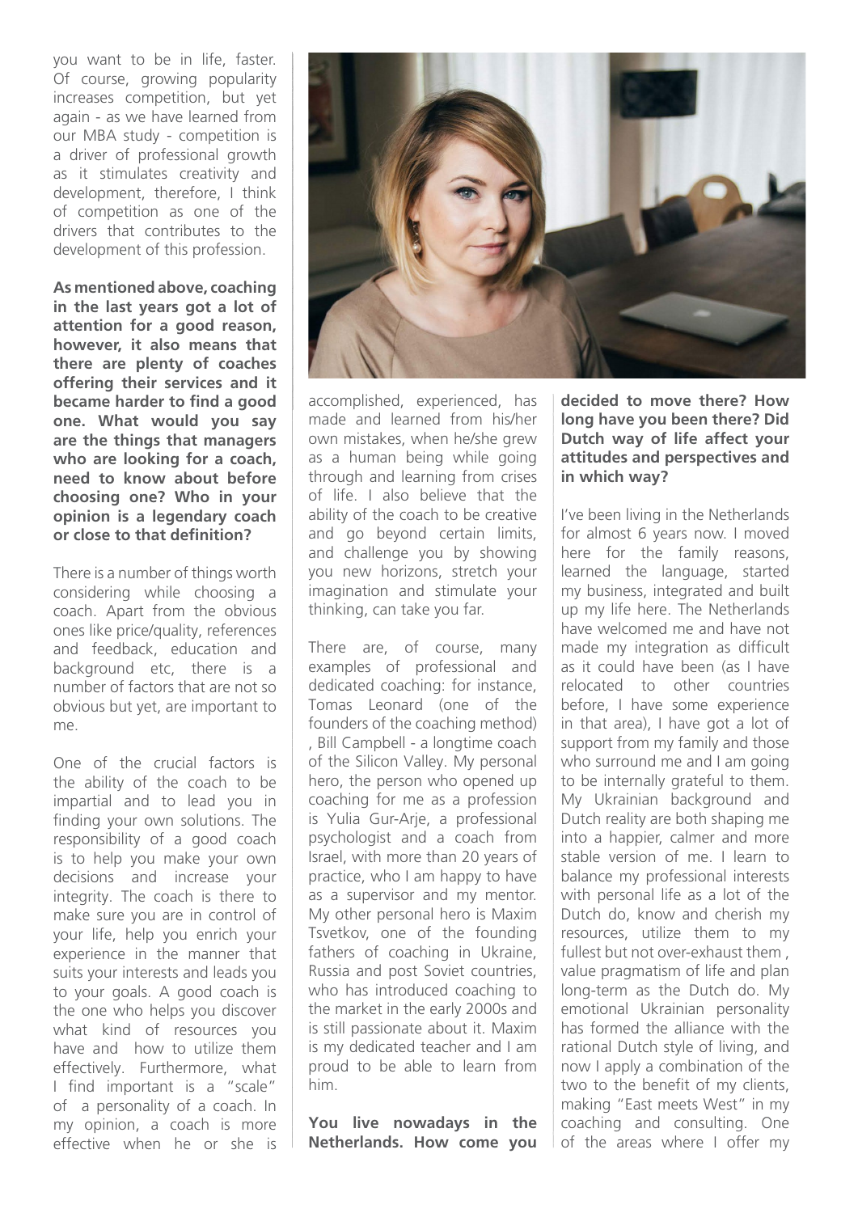you want to be in life, faster. Of course, growing popularity increases competition, but yet again - as we have learned from our MBA study - competition is a driver of professional growth as it stimulates creativity and development, therefore, I think of competition as one of the drivers that contributes to the development of this profession.

**As mentioned above, coaching in the last years got a lot of attention for a good reason, however, it also means that there are plenty of coaches offering their services and it became harder to find a good one. What would you say are the things that managers who are looking for a coach, need to know about before choosing one? Who in your opinion is a legendary coach or close to that definition?**

There is a number of things worth considering while choosing a coach. Apart from the obvious ones like price/quality, references and feedback, education and background etc, there is a number of factors that are not so obvious but yet, are important to me.

One of the crucial factors is the ability of the coach to be impartial and to lead you in finding your own solutions. The responsibility of a good coach is to help you make your own decisions and increase your integrity. The coach is there to make sure you are in control of your life, help you enrich your experience in the manner that suits your interests and leads you to your goals. A good coach is the one who helps you discover what kind of resources you have and how to utilize them effectively. Furthermore, what I find important is a "scale" of a personality of a coach. In my opinion, a coach is more effective when he or she is accomplished, experienced, has made and learned from his/her own mistakes, when he/she grew as a human being while going through and learning from crises of life. I also believe that the ability of the coach to be creative and go beyond certain limits, and challenge you by showing you new horizons, stretch your imagination and stimulate your thinking, can take you far.

There are, of course, many examples of professional and dedicated coaching: for instance, Tomas Leonard (one of the founders of the coaching method) , Bill Campbell - a longtime coach of the Silicon Valley. My personal hero, the person who opened up coaching for me as a profession is Yulia Gur-Arje, a professional psychologist and a coach from Israel, with more than 20 years of practice, who I am happy to have as a supervisor and my mentor. My other personal hero is Maxim Tsvetkov, one of the founding fathers of coaching in Ukraine, Russia and post Soviet countries, who has introduced coaching to the market in the early 2000s and is still passionate about it. Maxim is my dedicated teacher and I am proud to be able to learn from him.

**You live nowadays in the Netherlands. How come you decided to move there? How long have you been there? Did Dutch way of life affect your attitudes and perspectives and in which way?**

I've been living in the Netherlands for almost 6 years now. I moved here for the family reasons, learned the language, started my business, integrated and built up my life here. The Netherlands have welcomed me and have not made my integration as difficult as it could have been (as I have relocated to other countries before, I have some experience in that area), I have got a lot of support from my family and those who surround me and I am going to be internally grateful to them. My Ukrainian background and Dutch reality are both shaping me into a happier, calmer and more stable version of me. I learn to balance my professional interests with personal life as a lot of the Dutch do, know and cherish my resources, utilize them to my fullest but not over-exhaust them , value pragmatism of life and plan long-term as the Dutch do. My emotional Ukrainian personality has formed the alliance with the rational Dutch style of living, and now I apply a combination of the two to the benefit of my clients, making "East meets West" in my coaching and consulting. One of the areas where I offer my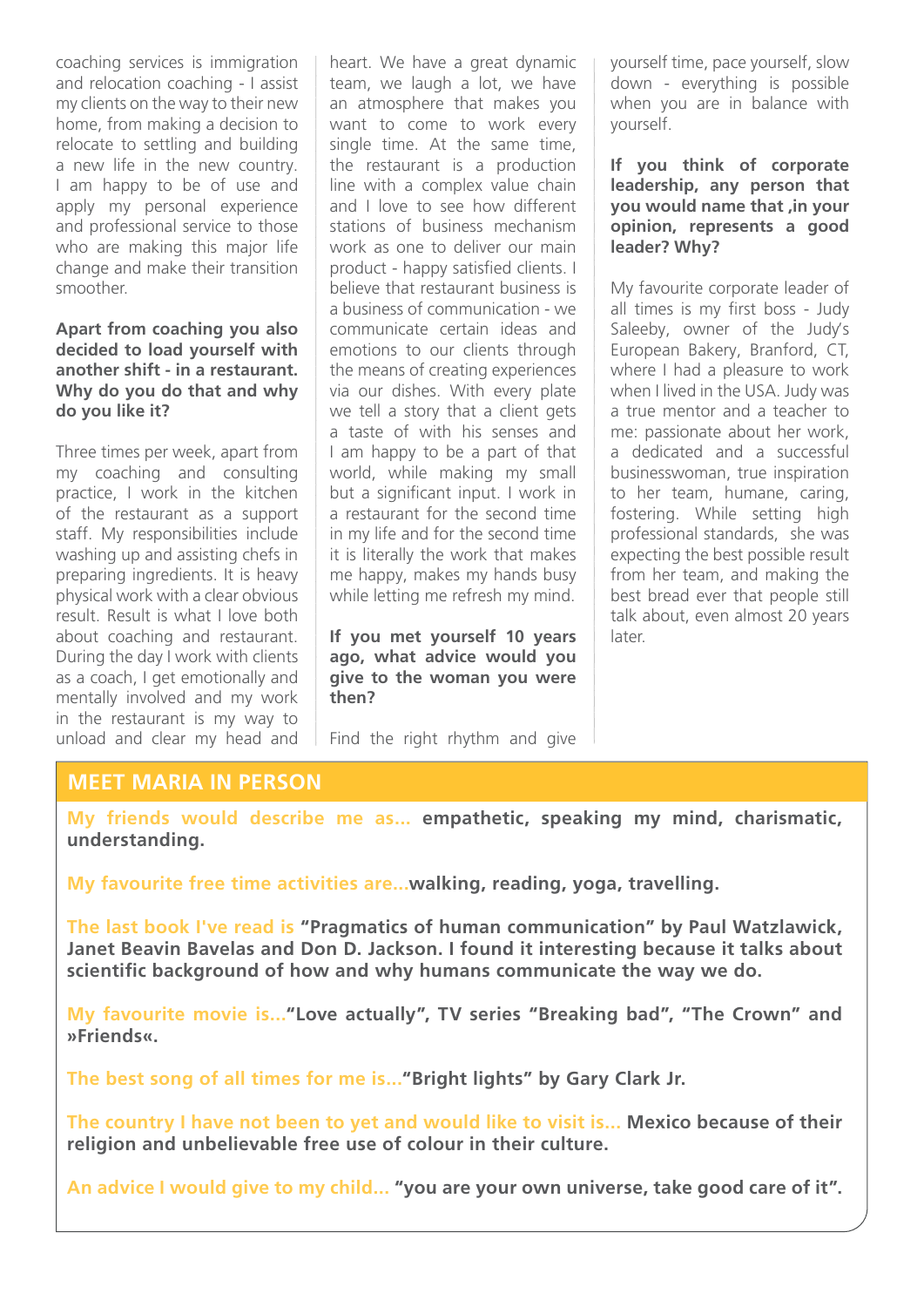coaching services is immigration and relocation coaching - I assist my clients on the way to their new home, from making a decision to relocate to settling and building a new life in the new country. I am happy to be of use and apply my personal experience and professional service to those who are making this major life change and make their transition smoother.

**Apart from coaching you also decided to load yourself with another shift - in a restaurant. Why do you do that and why do you like it?**

Three times per week, apart from my coaching and consulting practice, I work in the kitchen of the restaurant as a support staff. My responsibilities include washing up and assisting chefs in preparing ingredients. It is heavy physical work with a clear obvious result. Result is what I love both about coaching and restaurant. During the day I work with clients as a coach, I get emotionally and mentally involved and my work in the restaurant is my way to unload and clear my head and heart. We have a great dynamic team, we laugh a lot, we have an atmosphere that makes you want to come to work every single time. At the same time, the restaurant is a production line with a complex value chain and I love to see how different stations of business mechanism work as one to deliver our main product - happy satisfied clients. I believe that restaurant business is a business of communication - we communicate certain ideas and emotions to our clients through the means of creating experiences via our dishes. With every plate we tell a story that a client gets a taste of with his senses and I am happy to be a part of that world, while making my small but a significant input. I work in a restaurant for the second time in my life and for the second time it is literally the work that makes me happy, makes my hands busy while letting me refresh my mind.

**If you met yourself 10 years ago, what advice would you give to the woman you were then?**

Find the right rhythm and give yourself time, pace yourself, slow down - everything is possible when you are in balance with yourself.

**If you think of corporate leadership, any person that you would name that ,in your opinion, represents a good leader? Why?**

My favourite corporate leader of all times is my first boss - Judy Saleeby, owner of the Judy's European Bakery, Branford, CT, where I had a pleasure to work when I lived in the USA. Judy was a true mentor and a teacher to me: passionate about her work, a dedicated and a successful businesswoman, true inspiration to her team, humane, caring, fostering. While setting high professional standards, she was expecting the best possible result from her team, and making the best bread ever that people still talk about, even almost 20 years later.

## MEET MARIA IN PERSON

My friends would describe me as... **empathetic, speaking my mind, charismatic, understanding.**

My favourite free time activities are...**walking, reading, yoga, travelling.**

The last book I've read is **"Pragmatics of human communication" by Paul Watzlawick, Janet Beavin Bavelas and Don D. Jackson. I found it interesting because it talks about scientific background of how and why humans communicate the way we do.**

My favourite movie is...**"Love actually", TV series "Breaking bad", "The Crown" and »Friends«.**

The best song of all times for me is...**"Bright lights" by Gary Clark Jr.**

The country I have not been to yet and would like to visit is... **Mexico because of their religion and unbelievable free use of colour in their culture.**

An advice I would give to my child... **"you are your own universe, take good care of it".**